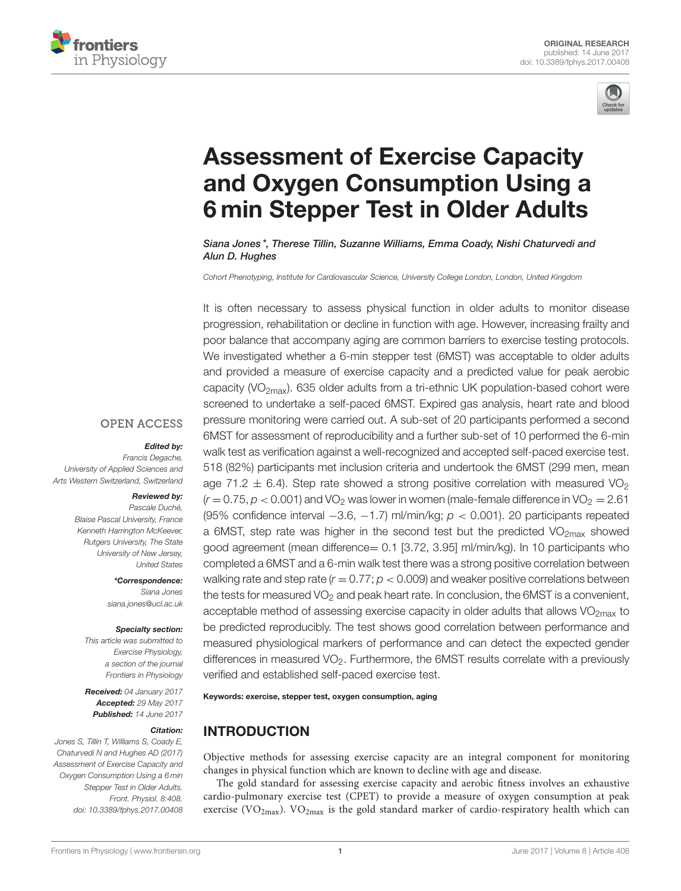ORIGINAL RESEARCH
published: 14 June 2017
doi: 10.3389/fphys.2017.00408

# Assessment of Exercise Capacity and Oxygen Consumption Using a 6 min Stepper Test in Older Adults

*Siana Jones\*, Therese Tillin, Suzanne Williams, Emma Coady, Nishi Chaturvedi and Alun D. Hughes*

*Cohort Phenotyping, Institute for Cardiovascular Science, University College London, London, United Kingdom*

It is often necessary to assess physical function in older adults to monitor disease progression, rehabilitation or decline in function with age. However, increasing frailty and poor balance that accompany aging are common barriers to exercise testing protocols. We investigated whether a 6-min stepper test (6MST) was acceptable to older adults and provided a measure of exercise capacity and a predicted value for peak aerobic capacity ($VO_{2max}$). 635 older adults from a tri-ethnic UK population-based cohort were screened to undertake a self-paced 6MST. Expired gas analysis, heart rate and blood pressure monitoring were carried out. A sub-set of 20 participants performed a second 6MST for assessment of reproducibility and a further sub-set of 10 performed the 6-min walk test as verification against a well-recognized and accepted self-paced exercise test. 518 (82%) participants met inclusion criteria and undertook the 6MST (299 men, mean age 71.2 ± 6.4). Step rate showed a strong positive correlation with measured $VO_2$ ($r = 0.75$, $p < 0.001$) and $VO_2$ was lower in women (male-female difference in $VO_2 = 2.61$ (95% confidence interval −3.6, −1.7) ml/min/kg; $p < 0.001$). 20 participants repeated a 6MST, step rate was higher in the second test but the predicted $VO_{2max}$ showed good agreement (mean difference= 0.1 [3.72, 3.95] ml/min/kg). In 10 participants who completed a 6MST and a 6-min walk test there was a strong positive correlation between walking rate and step rate ($r = 0.77$; $p < 0.009$) and weaker positive correlations between the tests for measured $VO_2$ and peak heart rate. In conclusion, the 6MST is a convenient, acceptable method of assessing exercise capacity in older adults that allows $VO_{2max}$ to be predicted reproducibly. The test shows good correlation between performance and measured physiological markers of performance and can detect the expected gender differences in measured $VO_2$. Furthermore, the 6MST results correlate with a previously verified and established self-paced exercise test.

**Keywords: exercise, stepper test, oxygen consumption, aging**

OPEN ACCESS

***Edited by:***
Francis Degache,
University of Applied Sciences and Arts Western Switzerland, Switzerland

***Reviewed by:***
Pascale Duché,
Blaise Pascal University, France
Kenneth Harrington McKeever,
Rutgers University, The State University of New Jersey, United States

***\*Correspondence:***
Siana Jones
siana.jones@ucl.ac.uk

***Specialty section:***
This article was submitted to Exercise Physiology, a section of the journal Frontiers in Physiology

***Received:*** 04 January 2017
***Accepted:*** 29 May 2017
***Published:*** 14 June 2017

***Citation:***
Jones S, Tillin T, Williams S, Coady E, Chaturvedi N and Hughes AD (2017) Assessment of Exercise Capacity and Oxygen Consumption Using a 6 min Stepper Test in Older Adults. Front. Physiol. 8:408. doi: 10.3389/fphys.2017.00408

## INTRODUCTION

Objective methods for assessing exercise capacity are an integral component for monitoring changes in physical function which are known to decline with age and disease.

The gold standard for assessing exercise capacity and aerobic fitness involves an exhaustive cardio-pulmonary exercise test (CPET) to provide a measure of oxygen consumption at peak exercise ($VO_{2max}$). $VO_{2max}$ is the gold standard marker of cardio-respiratory health which can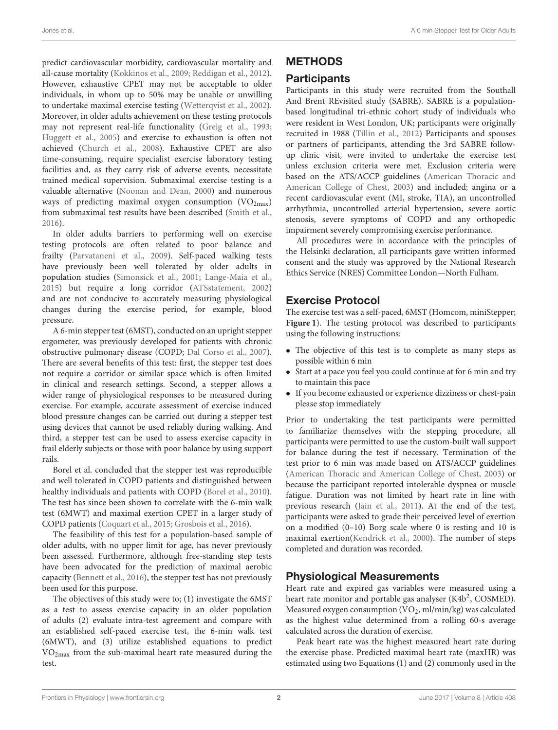predict cardiovascular morbidity, cardiovascular mortality and all-cause mortality (Kokkinos et al., 2009; Reddigan et al., 2012). However, exhaustive CPET may not be acceptable to older individuals, in whom up to 50% may be unable or unwilling to undertake maximal exercise testing (Wetterqvist et al., 2002). Moreover, in older adults achievement on these testing protocols may not represent real-life functionality (Greig et al., 1993; Huggett et al., 2005) and exercise to exhaustion is often not achieved (Church et al., 2008). Exhaustive CPET are also time-consuming, require specialist exercise laboratory testing facilities and, as they carry risk of adverse events, necessitate trained medical supervision. Submaximal exercise testing is a valuable alternative (Noonan and Dean, 2000) and numerous ways of predicting maximal oxygen consumption ($VO_{2max}$) from submaximal test results have been described (Smith et al., 2016).

In older adults barriers to performing well on exercise testing protocols are often related to poor balance and frailty (Parvataneni et al., 2009). Self-paced walking tests have previously been well tolerated by older adults in population studies (Simonsick et al., 2001; Lange-Maia et al., 2015) but require a long corridor (ATSstatement, 2002) and are not conducive to accurately measuring physiological changes during the exercise period, for example, blood pressure.

A 6-min stepper test (6MST), conducted on an upright stepper ergometer, was previously developed for patients with chronic obstructive pulmonary disease (COPD; Dal Corso et al., 2007). There are several benefits of this test: first, the stepper test does not require a corridor or similar space which is often limited in clinical and research settings. Second, a stepper allows a wider range of physiological responses to be measured during exercise. For example, accurate assessment of exercise induced blood pressure changes can be carried out during a stepper test using devices that cannot be used reliably during walking. And third, a stepper test can be used to assess exercise capacity in frail elderly subjects or those with poor balance by using support rails.

Borel et al. concluded that the stepper test was reproducible and well tolerated in COPD patients and distinguished between healthy individuals and patients with COPD (Borel et al., 2010). The test has since been shown to correlate with the 6-min walk test (6MWT) and maximal exertion CPET in a larger study of COPD patients (Coquart et al., 2015; Grosbois et al., 2016).

The feasibility of this test for a population-based sample of older adults, with no upper limit for age, has never previously been assessed. Furthermore, although free-standing step tests have been advocated for the prediction of maximal aerobic capacity (Bennett et al., 2016), the stepper test has not previously been used for this purpose.

The objectives of this study were to; (1) investigate the 6MST as a test to assess exercise capacity in an older population of adults (2) evaluate intra-test agreement and compare with an established self-paced exercise test, the 6-min walk test (6MWT), and (3) utilize established equations to predict $VO_{2max}$ from the sub-maximal heart rate measured during the test.

# METHODS

## Participants

Participants in this study were recruited from the Southall And Brent REvisited study (SABRE). SABRE is a population-based longitudinal tri-ethnic cohort study of individuals who were resident in West London, UK; participants were originally recruited in 1988 (Tillin et al., 2012) Participants and spouses or partners of participants, attending the 3rd SABRE follow-up clinic visit, were invited to undertake the exercise test unless exclusion criteria were met. Exclusion criteria were based on the ATS/ACCP guidelines (American Thoracic and American College of Chest, 2003) and included; angina or a recent cardiovascular event (MI, stroke, TIA), an uncontrolled arrhythmia, uncontrolled arterial hypertension, severe aortic stenosis, severe symptoms of COPD and any orthopedic impairment severely compromising exercise performance.

All procedures were in accordance with the principles of the Helsinki declaration, all participants gave written informed consent and the study was approved by the National Research Ethics Service (NRES) Committee London—North Fulham.

## Exercise Protocol

The exercise test was a self-paced, 6MST (Homcom, miniStepper; **Figure 1**). The testing protocol was described to participants using the following instructions:

- The objective of this test is to complete as many steps as possible within 6 min
- Start at a pace you feel you could continue at for 6 min and try to maintain this pace
- If you become exhausted or experience dizziness or chest-pain please stop immediately

Prior to undertaking the test participants were permitted to familiarize themselves with the stepping procedure, all participants were permitted to use the custom-built wall support for balance during the test if necessary. Termination of the test prior to 6 min was made based on ATS/ACCP guidelines (American Thoracic and American College of Chest, 2003) or because the participant reported intolerable dyspnea or muscle fatigue. Duration was not limited by heart rate in line with previous research (Jain et al., 2011). At the end of the test, participants were asked to grade their perceived level of exertion on a modified (0–10) Borg scale where 0 is resting and 10 is maximal exertion(Kendrick et al., 2000). The number of steps completed and duration was recorded.

## Physiological Measurements

Heart rate and expired gas variables were measured using a heart rate monitor and portable gas analyser ($K4b^2$, COSMED). Measured oxygen consumption ($VO_2$, ml/min/kg) was calculated as the highest value determined from a rolling 60-s average calculated across the duration of exercise.

Peak heart rate was the highest measured heart rate during the exercise phase. Predicted maximal heart rate (maxHR) was estimated using two Equations (1) and (2) commonly used in the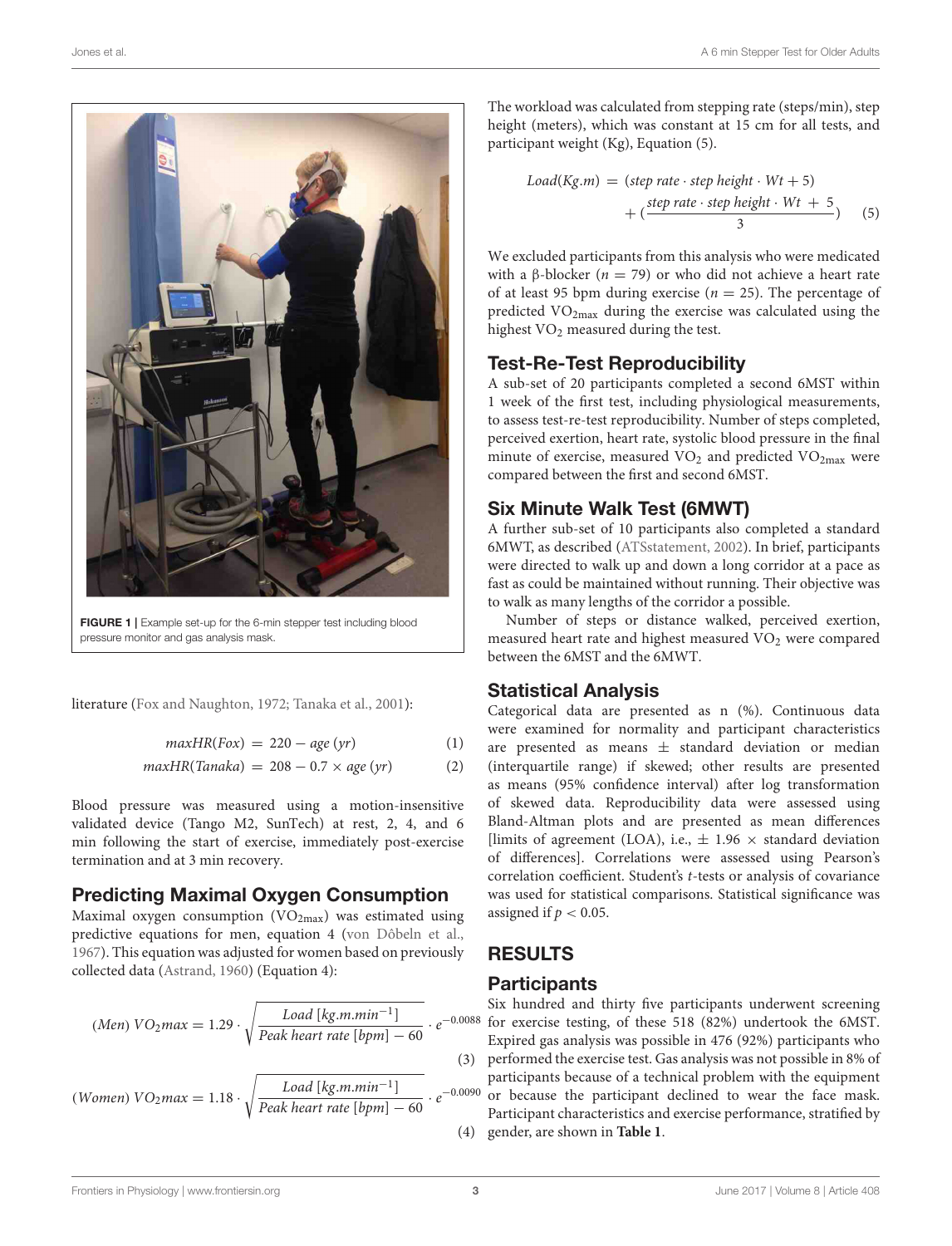FIGURE 1 | Example set-up for the 6-min stepper test including blood pressure monitor and gas analysis mask.

literature (Fox and Naughton, 1972; Tanaka et al., 2001):

$$maxHR(Fox) = 220 - age\ (yr) \quad (1)$$

$$maxHR(Tanaka) = 208 - 0.7 \times age\ (yr) \quad (2)$$

Blood pressure was measured using a motion-insensitive validated device (Tango M2, SunTech) at rest, 2, 4, and 6 min following the start of exercise, immediately post-exercise termination and at 3 min recovery.

## Predicting Maximal Oxygen Consumption

Maximal oxygen consumption ($VO_{2max}$) was estimated using predictive equations for men, equation 4 (von Dôbeln et al., 1967). This equation was adjusted for women based on previously collected data (Astrand, 1960) (Equation 4):

$$(Men)\ VO_2max = 1.29 \cdot \sqrt{\frac{Load\ [kg.m.min^{-1}]}{Peak\ heart\ rate\ [bpm] - 60}} \cdot e^{-0.0088} \quad (3)$$

$$(Women)\ VO_2max = 1.18 \cdot \sqrt{\frac{Load\ [kg.m.min^{-1}]}{Peak\ heart\ rate\ [bpm] - 60}} \cdot e^{-0.0090} \quad (4)$$

The workload was calculated from stepping rate (steps/min), step height (meters), which was constant at 15 cm for all tests, and participant weight (Kg), Equation (5).

$$Load(Kg.m) = (step\ rate \cdot step\ height \cdot Wt + 5) + \left(\frac{step\ rate \cdot step\ height \cdot Wt\ +\ 5}{3}\right) \quad (5)$$

We excluded participants from this analysis who were medicated with a β-blocker ($n = 79$) or who did not achieve a heart rate of at least 95 bpm during exercise ($n = 25$). The percentage of predicted $VO_{2max}$ during the exercise was calculated using the highest $VO_2$ measured during the test.

## Test-Re-Test Reproducibility

A sub-set of 20 participants completed a second 6MST within 1 week of the first test, including physiological measurements, to assess test-re-test reproducibility. Number of steps completed, perceived exertion, heart rate, systolic blood pressure in the final minute of exercise, measured $VO_2$ and predicted $VO_{2max}$ were compared between the first and second 6MST.

## Six Minute Walk Test (6MWT)

A further sub-set of 10 participants also completed a standard 6MWT, as described (ATSstatement, 2002). In brief, participants were directed to walk up and down a long corridor at a pace as fast as could be maintained without running. Their objective was to walk as many lengths of the corridor a possible.

Number of steps or distance walked, perceived exertion, measured heart rate and highest measured $VO_2$ were compared between the 6MST and the 6MWT.

## Statistical Analysis

Categorical data are presented as n (%). Continuous data were examined for normality and participant characteristics are presented as means ± standard deviation or median (interquartile range) if skewed; other results are presented as means (95% confidence interval) after log transformation of skewed data. Reproducibility data were assessed using Bland-Altman plots and are presented as mean differences [limits of agreement (LOA), i.e., ± 1.96 × standard deviation of differences]. Correlations were assessed using Pearson's correlation coefficient. Student's *t*-tests or analysis of covariance was used for statistical comparisons. Statistical significance was assigned if $p < 0.05$.

# RESULTS

## Participants

Six hundred and thirty five participants underwent screening for exercise testing, of these 518 (82%) undertook the 6MST. Expired gas analysis was possible in 476 (92%) participants who performed the exercise test. Gas analysis was not possible in 8% of participants because of a technical problem with the equipment or because the participant declined to wear the face mask. Participant characteristics and exercise performance, stratified by gender, are shown in **Table 1**.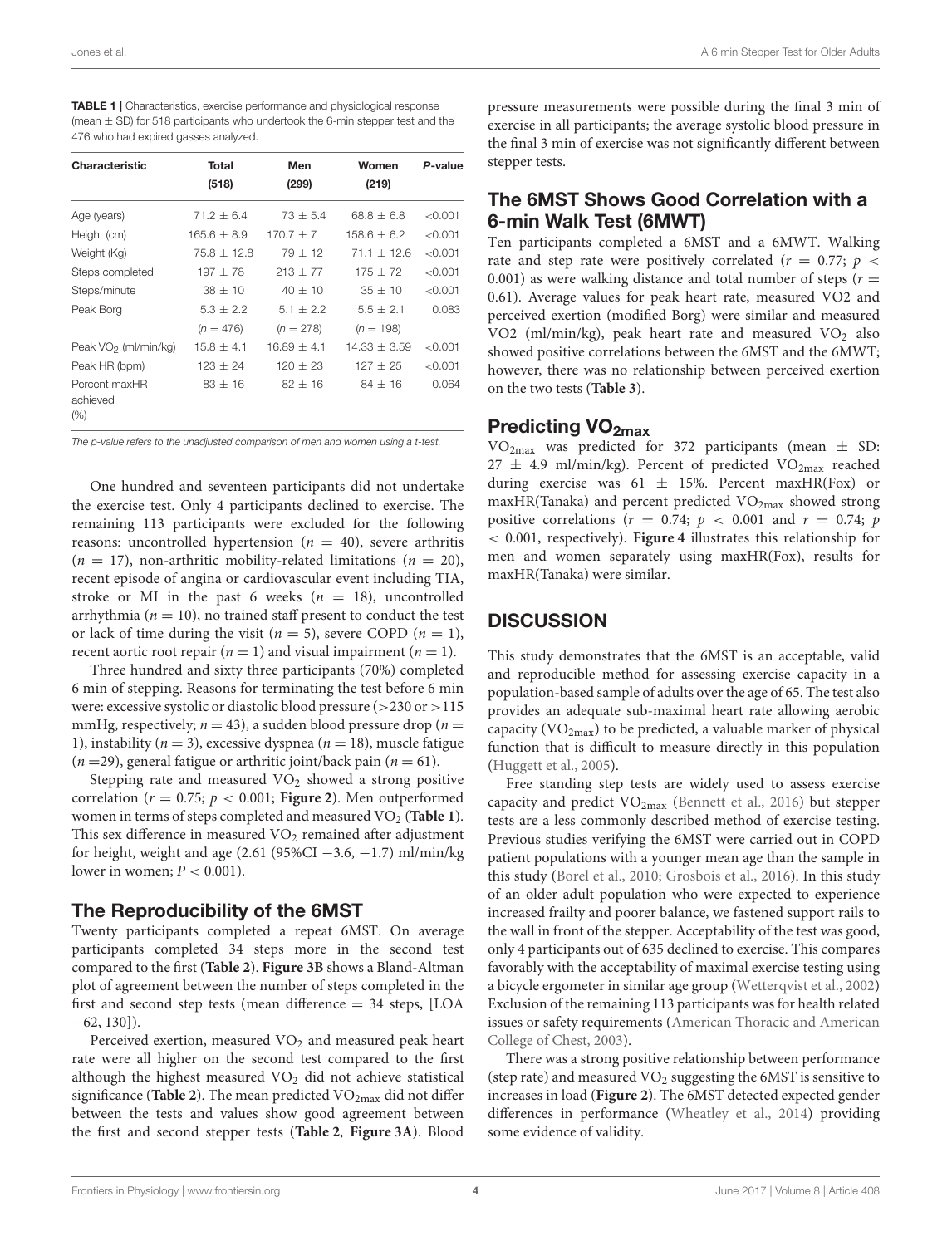**TABLE 1 |** Characteristics, exercise performance and physiological response (mean ± SD) for 518 participants who undertook the 6-min stepper test and the 476 who had expired gasses analyzed.

| Characteristic | Total (518) | Men (299) | Women (219) | *P*-value |
|---|---|---|---|---|
| Age (years) | 71.2 ± 6.4 | 73 ± 5.4 | 68.8 ± 6.8 | <0.001 |
| Height (cm) | 165.6 ± 8.9 | 170.7 ± 7 | 158.6 ± 6.2 | <0.001 |
| Weight (Kg) | 75.8 ± 12.8 | 79 ± 12 | 71.1 ± 12.6 | <0.001 |
| Steps completed | 197 ± 78 | 213 ± 77 | 175 ± 72 | <0.001 |
| Steps/minute | 38 ± 10 | 40 ± 10 | 35 ± 10 | <0.001 |
| Peak Borg | 5.3 ± 2.2 | 5.1 ± 2.2 | 5.5 ± 2.1 | 0.083 |
| | (*n* = 476) | (*n* = 278) | (*n* = 198) | |
| Peak $VO_2$ (ml/min/kg) | 15.8 ± 4.1 | 16.89 ± 4.1 | 14.33 ± 3.59 | <0.001 |
| Peak HR (bpm) | 123 ± 24 | 120 ± 23 | 127 ± 25 | <0.001 |
| Percent maxHR achieved (%) | 83 ± 16 | 82 ± 16 | 84 ± 16 | 0.064 |

*The p-value refers to the unadjusted comparison of men and women using a t-test.*

One hundred and seventeen participants did not undertake the exercise test. Only 4 participants declined to exercise. The remaining 113 participants were excluded for the following reasons: uncontrolled hypertension ($n = 40$), severe arthritis ($n = 17$), non-arthritic mobility-related limitations ($n = 20$), recent episode of angina or cardiovascular event including TIA, stroke or MI in the past 6 weeks ($n = 18$), uncontrolled arrhythmia ($n = 10$), no trained staff present to conduct the test or lack of time during the visit ($n = 5$), severe COPD ($n = 1$), recent aortic root repair ($n = 1$) and visual impairment ($n = 1$).

Three hundred and sixty three participants (70%) completed 6 min of stepping. Reasons for terminating the test before 6 min were: excessive systolic or diastolic blood pressure (>230 or >115 mmHg, respectively; $n = 43$), a sudden blood pressure drop ($n = 1$), instability ($n = 3$), excessive dyspnea ($n = 18$), muscle fatigue ($n = 29$), general fatigue or arthritic joint/back pain ($n = 61$).

Stepping rate and measured $VO_2$ showed a strong positive correlation ($r = 0.75$; $p < 0.001$; **Figure 2**). Men outperformed women in terms of steps completed and measured $VO_2$ (**Table 1**). This sex difference in measured $VO_2$ remained after adjustment for height, weight and age (2.61 (95%CI −3.6, −1.7) ml/min/kg lower in women; $P < 0.001$).

## The Reproducibility of the 6MST

Twenty participants completed a repeat 6MST. On average participants completed 34 steps more in the second test compared to the first (**Table 2**). **Figure 3B** shows a Bland-Altman plot of agreement between the number of steps completed in the first and second step tests (mean difference = 34 steps, [LOA −62, 130]).

Perceived exertion, measured $VO_2$ and measured peak heart rate were all higher on the second test compared to the first although the highest measured $VO_2$ did not achieve statistical significance (**Table 2**). The mean predicted $VO_{2max}$ did not differ between the tests and values show good agreement between the first and second stepper tests (**Table 2**, **Figure 3A**). Blood pressure measurements were possible during the final 3 min of exercise in all participants; the average systolic blood pressure in the final 3 min of exercise was not significantly different between stepper tests.

## The 6MST Shows Good Correlation with a 6-min Walk Test (6MWT)

Ten participants completed a 6MST and a 6MWT. Walking rate and step rate were positively correlated ($r = 0.77$; $p < 0.001$) as were walking distance and total number of steps ($r = 0.61$). Average values for peak heart rate, measured VO2 and perceived exertion (modified Borg) were similar and measured VO2 (ml/min/kg), peak heart rate and measured $VO_2$ also showed positive correlations between the 6MST and the 6MWT; however, there was no relationship between perceived exertion on the two tests (**Table 3**).

## Predicting $VO_{2max}$

$VO_{2max}$ was predicted for 372 participants (mean ± SD: 27 ± 4.9 ml/min/kg). Percent of predicted $VO_{2max}$ reached during exercise was 61 ± 15%. Percent maxHR(Fox) or maxHR(Tanaka) and percent predicted $VO_{2max}$ showed strong positive correlations ($r = 0.74$; $p < 0.001$ and $r = 0.74$; $p < 0.001$, respectively). **Figure 4** illustrates this relationship for men and women separately using maxHR(Fox), results for maxHR(Tanaka) were similar.

# DISCUSSION

This study demonstrates that the 6MST is an acceptable, valid and reproducible method for assessing exercise capacity in a population-based sample of adults over the age of 65. The test also provides an adequate sub-maximal heart rate allowing aerobic capacity ($VO_{2max}$) to be predicted, a valuable marker of physical function that is difficult to measure directly in this population (Huggett et al., 2005).

Free standing step tests are widely used to assess exercise capacity and predict $VO_{2max}$ (Bennett et al., 2016) but stepper tests are a less commonly described method of exercise testing. Previous studies verifying the 6MST were carried out in COPD patient populations with a younger mean age than the sample in this study (Borel et al., 2010; Grosbois et al., 2016). In this study of an older adult population who were expected to experience increased frailty and poorer balance, we fastened support rails to the wall in front of the stepper. Acceptability of the test was good, only 4 participants out of 635 declined to exercise. This compares favorably with the acceptability of maximal exercise testing using a bicycle ergometer in similar age group (Wetterqvist et al., 2002) Exclusion of the remaining 113 participants was for health related issues or safety requirements (American Thoracic and American College of Chest, 2003).

There was a strong positive relationship between performance (step rate) and measured $VO_2$ suggesting the 6MST is sensitive to increases in load (**Figure 2**). The 6MST detected expected gender differences in performance (Wheatley et al., 2014) providing some evidence of validity.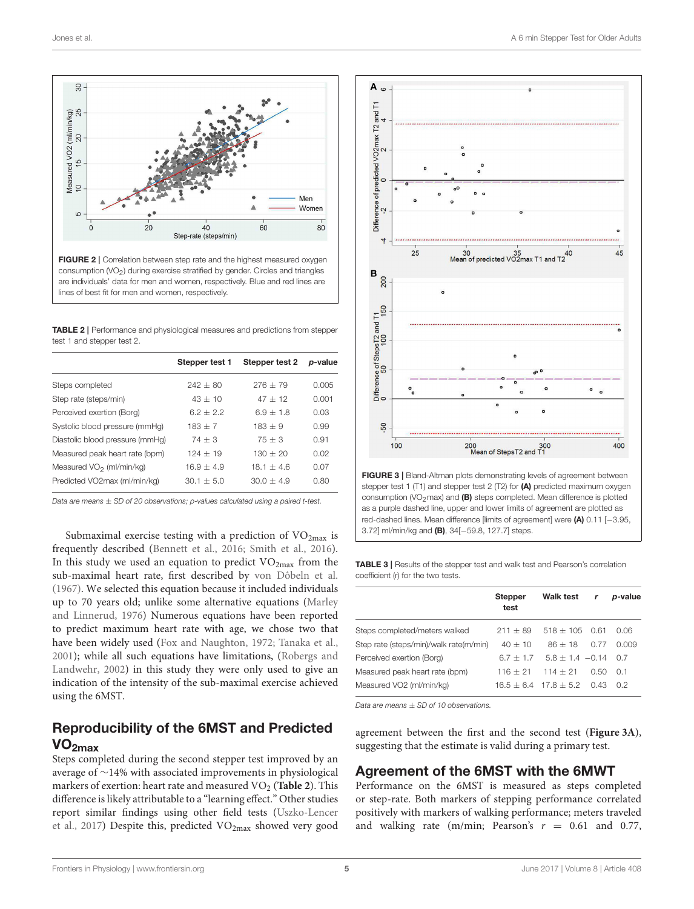FIGURE 2 | Correlation between step rate and the highest measured oxygen consumption ($VO_2$) during exercise stratified by gender. Circles and triangles are individuals' data for men and women, respectively. Blue and red lines are lines of best fit for men and women, respectively.

**TABLE 2** | Performance and physiological measures and predictions from stepper test 1 and stepper test 2.

| | Stepper test 1 | Stepper test 2 | *p*-value |
|---|---|---|---|
| Steps completed | 242 ± 80 | 276 ± 79 | 0.005 |
| Step rate (steps/min) | 43 ± 10 | 47 ± 12 | 0.001 |
| Perceived exertion (Borg) | 6.2 ± 2.2 | 6.9 ± 1.8 | 0.03 |
| Systolic blood pressure (mmHg) | 183 ± 7 | 183 ± 9 | 0.99 |
| Diastolic blood pressure (mmHg) | 74 ± 3 | 75 ± 3 | 0.91 |
| Measured peak heart rate (bpm) | 124 ± 19 | 130 ± 20 | 0.02 |
| Measured $VO_2$ (ml/min/kg) | 16.9 ± 4.9 | 18.1 ± 4.6 | 0.07 |
| Predicted VO2max (ml/min/kg) | 30.1 ± 5.0 | 30.0 ± 4.9 | 0.80 |

*Data are means ± SD of 20 observations; p-values calculated using a paired t-test.*

Submaximal exercise testing with a prediction of $VO_{2max}$ is frequently described (Bennett et al., 2016; Smith et al., 2016). In this study we used an equation to predict $VO_{2max}$ from the sub-maximal heart rate, first described by von Dôbeln et al. (1967). We selected this equation because it included individuals up to 70 years old; unlike some alternative equations (Marley and Linnerud, 1976) Numerous equations have been reported to predict maximum heart rate with age, we chose that have been widely used (Fox and Naughton, 1972; Tanaka et al., 2001); while all such equations have limitations, (Robergs and Landwehr, 2002) in this study they were only used to give an indication of the intensity of the sub-maximal exercise achieved using the 6MST.

## Reproducibility of the 6MST and Predicted $VO_{2max}$

Steps completed during the second stepper test improved by an average of ~14% with associated improvements in physiological markers of exertion: heart rate and measured $VO_2$ (**Table 2**). This difference is likely attributable to a "learning effect." Other studies report similar findings using other field tests (Uszko-Lencer et al., 2017) Despite this, predicted $VO_{2max}$ showed very good agreement between the first and the second test (**Figure 3A**), suggesting that the estimate is valid during a primary test.

FIGURE 3 | Bland-Altman plots demonstrating levels of agreement between stepper test 1 (T1) and stepper test 2 (T2) for **(A)** predicted maximum oxygen consumption ($VO_2$max) and **(B)** steps completed. Mean difference is plotted as a purple dashed line, upper and lower limits of agreement are plotted as red-dashed lines. Mean difference [limits of agreement] were **(A)** 0.11 [−3.95, 3.72] ml/min/kg and **(B)**, 34[−59.8, 127.7] steps.

**TABLE 3** | Results of the stepper test and walk test and Pearson's correlation coefficient (r) for the two tests.

| | Stepper test | Walk test | *r* | *p*-value |
|---|---|---|---|---|
| Steps completed/meters walked | 211 ± 89 | 518 ± 105 | 0.61 | 0.06 |
| Step rate (steps/min)/walk rate(m/min) | 40 ± 10 | 86 ± 18 | 0.77 | 0.009 |
| Perceived exertion (Borg) | 6.7 ± 1.7 | 5.8 ± 1.4 | −0.14 | 0.7 |
| Measured peak heart rate (bpm) | 116 ± 21 | 114 ± 21 | 0.50 | 0.1 |
| Measured VO2 (ml/min/kg) | 16.5 ± 6.4 | 17.8 ± 5.2 | 0.43 | 0.2 |

*Data are means ± SD of 10 observations.*

## Agreement of the 6MST with the 6MWT

Performance on the 6MST is measured as steps completed or step-rate. Both markers of stepping performance correlated positively with markers of walking performance; meters traveled and walking rate (m/min; Pearson's $r = 0.61$ and 0.77,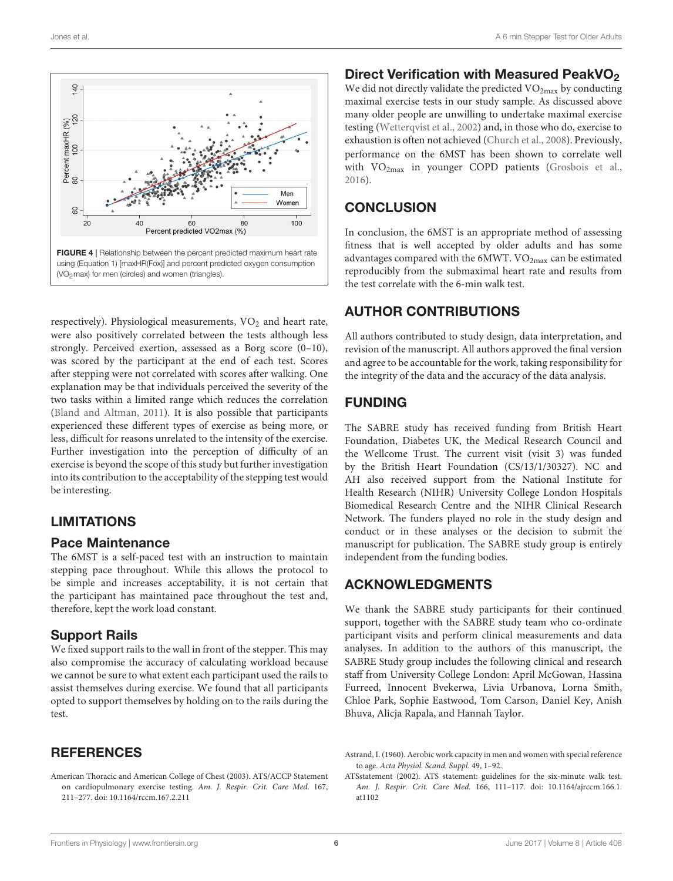FIGURE 4 | Relationship between the percent predicted maximum heart rate using (Equation 1) [maxHR(Fox)] and percent predicted oxygen consumption ($VO_2$max) for men (circles) and women (triangles).

respectively). Physiological measurements, $VO_2$ and heart rate, were also positively correlated between the tests although less strongly. Perceived exertion, assessed as a Borg score (0–10), was scored by the participant at the end of each test. Scores after stepping were not correlated with scores after walking. One explanation may be that individuals perceived the severity of the two tasks within a limited range which reduces the correlation (Bland and Altman, 2011). It is also possible that participants experienced these different types of exercise as being more, or less, difficult for reasons unrelated to the intensity of the exercise. Further investigation into the perception of difficulty of an exercise is beyond the scope of this study but further investigation into its contribution to the acceptability of the stepping test would be interesting.

## LIMITATIONS

### Pace Maintenance

The 6MST is a self-paced test with an instruction to maintain stepping pace throughout. While this allows the protocol to be simple and increases acceptability, it is not certain that the participant has maintained pace throughout the test and, therefore, kept the work load constant.

### Support Rails

We fixed support rails to the wall in front of the stepper. This may also compromise the accuracy of calculating workload because we cannot be sure to what extent each participant used the rails to assist themselves during exercise. We found that all participants opted to support themselves by holding on to the rails during the test.

### Direct Verification with Measured Peak$VO_2$

We did not directly validate the predicted $VO_{2max}$ by conducting maximal exercise tests in our study sample. As discussed above many older people are unwilling to undertake maximal exercise testing (Wetterqvist et al., 2002) and, in those who do, exercise to exhaustion is often not achieved (Church et al., 2008). Previously, performance on the 6MST has been shown to correlate well with $VO_{2max}$ in younger COPD patients (Grosbois et al., 2016).

## CONCLUSION

In conclusion, the 6MST is an appropriate method of assessing fitness that is well accepted by older adults and has some advantages compared with the 6MWT. $VO_{2max}$ can be estimated reproducibly from the submaximal heart rate and results from the test correlate with the 6-min walk test.

## AUTHOR CONTRIBUTIONS

All authors contributed to study design, data interpretation, and revision of the manuscript. All authors approved the final version and agree to be accountable for the work, taking responsibility for the integrity of the data and the accuracy of the data analysis.

## FUNDING

The SABRE study has received funding from British Heart Foundation, Diabetes UK, the Medical Research Council and the Wellcome Trust. The current visit (visit 3) was funded by the British Heart Foundation (CS/13/1/30327). NC and AH also received support from the National Institute for Health Research (NIHR) University College London Hospitals Biomedical Research Centre and the NIHR Clinical Research Network. The funders played no role in the study design and conduct or in these analyses or the decision to submit the manuscript for publication. The SABRE study group is entirely independent from the funding bodies.

## ACKNOWLEDGMENTS

We thank the SABRE study participants for their continued support, together with the SABRE study team who co-ordinate participant visits and perform clinical measurements and data analyses. In addition to the authors of this manuscript, the SABRE Study group includes the following clinical and research staff from University College London: April McGowan, Hassina Furreed, Innocent Bvekerwa, Livia Urbanova, Lorna Smith, Chloe Park, Sophie Eastwood, Tom Carson, Daniel Key, Anish Bhuva, Alicja Rapala, and Hannah Taylor.

## REFERENCES

American Thoracic and American College of Chest (2003). ATS/ACCP Statement on cardiopulmonary exercise testing. *Am. J. Respir. Crit. Care Med.* 167, 211–277. doi: 10.1164/rccm.167.2.211

Astrand, I. (1960). Aerobic work capacity in men and women with special reference to age. *Acta Physiol. Scand. Suppl.* 49, 1–92.

ATSstatement (2002). ATS statement: guidelines for the six-minute walk test. *Am. J. Respir. Crit. Care Med.* 166, 111–117. doi: 10.1164/ajrccm.166.1.at1102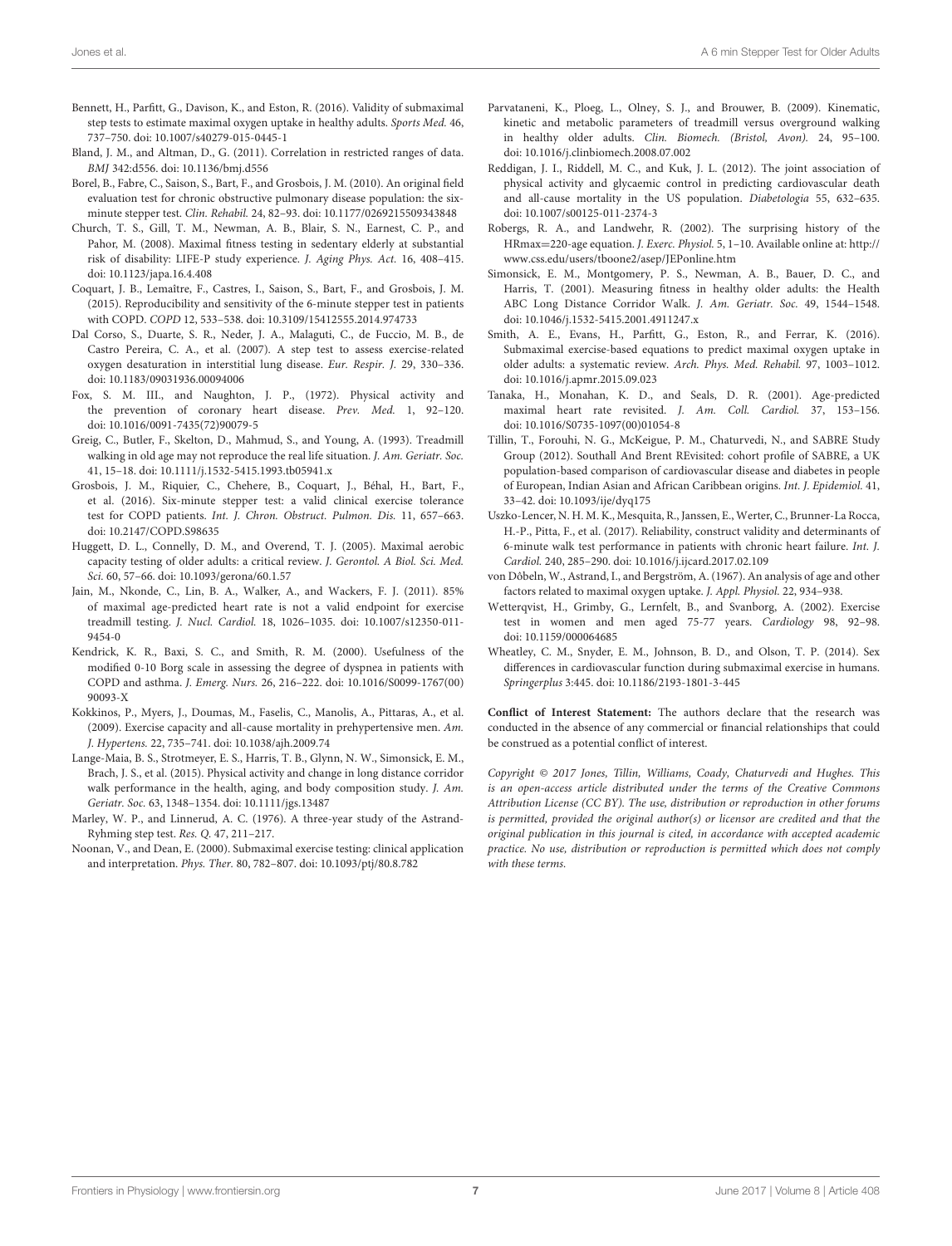Bennett, H., Parfitt, G., Davison, K., and Eston, R. (2016). Validity of submaximal step tests to estimate maximal oxygen uptake in healthy adults. *Sports Med.* 46, 737–750. doi: 10.1007/s40279-015-0445-1

Bland, J. M., and Altman, D., G. (2011). Correlation in restricted ranges of data. *BMJ* 342:d556. doi: 10.1136/bmj.d556

Borel, B., Fabre, C., Saison, S., Bart, F., and Grosbois, J. M. (2010). An original field evaluation test for chronic obstructive pulmonary disease population: the six-minute stepper test. *Clin. Rehabil.* 24, 82–93. doi: 10.1177/0269215509343848

Church, T. S., Gill, T. M., Newman, A. B., Blair, S. N., Earnest, C. P., and Pahor, M. (2008). Maximal fitness testing in sedentary elderly at substantial risk of disability: LIFE-P study experience. *J. Aging Phys. Act.* 16, 408–415. doi: 10.1123/japa.16.4.408

Coquart, J. B., Lemaître, F., Castres, I., Saison, S., Bart, F., and Grosbois, J. M. (2015). Reproducibility and sensitivity of the 6-minute stepper test in patients with COPD. *COPD* 12, 533–538. doi: 10.3109/15412555.2014.974733

Dal Corso, S., Duarte, S. R., Neder, J. A., Malaguti, C., de Fuccio, M. B., de Castro Pereira, C. A., et al. (2007). A step test to assess exercise-related oxygen desaturation in interstitial lung disease. *Eur. Respir. J.* 29, 330–336. doi: 10.1183/09031936.00094006

Fox, S. M. III., and Naughton, J. P., (1972). Physical activity and the prevention of coronary heart disease. *Prev. Med.* 1, 92–120. doi: 10.1016/0091-7435(72)90079-5

Greig, C., Butler, F., Skelton, D., Mahmud, S., and Young, A. (1993). Treadmill walking in old age may not reproduce the real life situation. *J. Am. Geriatr. Soc.* 41, 15–18. doi: 10.1111/j.1532-5415.1993.tb05941.x

Grosbois, J. M., Riquier, C., Chehere, B., Coquart, J., Béhal, H., Bart, F., et al. (2016). Six-minute stepper test: a valid clinical exercise tolerance test for COPD patients. *Int. J. Chron. Obstruct. Pulmon. Dis.* 11, 657–663. doi: 10.2147/COPD.S98635

Huggett, D. L., Connelly, D. M., and Overend, T. J. (2005). Maximal aerobic capacity testing of older adults: a critical review. *J. Gerontol. A Biol. Sci. Med. Sci.* 60, 57–66. doi: 10.1093/gerona/60.1.57

Jain, M., Nkonde, C., Lin, B. A., Walker, A., and Wackers, F. J. (2011). 85% of maximal age-predicted heart rate is not a valid endpoint for exercise treadmill testing. *J. Nucl. Cardiol.* 18, 1026–1035. doi: 10.1007/s12350-011-9454-0

Kendrick, K. R., Baxi, S. C., and Smith, R. M. (2000). Usefulness of the modified 0-10 Borg scale in assessing the degree of dyspnea in patients with COPD and asthma. *J. Emerg. Nurs.* 26, 216–222. doi: 10.1016/S0099-1767(00)90093-X

Kokkinos, P., Myers, J., Doumas, M., Faselis, C., Manolis, A., Pittaras, A., et al. (2009). Exercise capacity and all-cause mortality in prehypertensive men. *Am. J. Hypertens.* 22, 735–741. doi: 10.1038/ajh.2009.74

Lange-Maia, B. S., Strotmeyer, E. S., Harris, T. B., Glynn, N. W., Simonsick, E. M., Brach, J. S., et al. (2015). Physical activity and change in long distance corridor walk performance in the health, aging, and body composition study. *J. Am. Geriatr. Soc.* 63, 1348–1354. doi: 10.1111/jgs.13487

Marley, W. P., and Linnerud, A. C. (1976). A three-year study of the Astrand-Ryhming step test. *Res. Q.* 47, 211–217.

Noonan, V., and Dean, E. (2000). Submaximal exercise testing: clinical application and interpretation. *Phys. Ther.* 80, 782–807. doi: 10.1093/ptj/80.8.782

Parvataneni, K., Ploeg, L., Olney, S. J., and Brouwer, B. (2009). Kinematic, kinetic and metabolic parameters of treadmill versus overground walking in healthy older adults. *Clin. Biomech. (Bristol, Avon).* 24, 95–100. doi: 10.1016/j.clinbiomech.2008.07.002

Reddigan, J. I., Riddell, M. C., and Kuk, J. L. (2012). The joint association of physical activity and glycaemic control in predicting cardiovascular death and all-cause mortality in the US population. *Diabetologia* 55, 632–635. doi: 10.1007/s00125-011-2374-3

Robergs, R. A., and Landwehr, R. (2002). The surprising history of the HRmax=220-age equation. *J. Exerc. Physiol.* 5, 1–10. Available online at: http://www.css.edu/users/tboone2/asep/JEPonline.htm

Simonsick, E. M., Montgomery, P. S., Newman, A. B., Bauer, D. C., and Harris, T. (2001). Measuring fitness in healthy older adults: the Health ABC Long Distance Corridor Walk. *J. Am. Geriatr. Soc.* 49, 1544–1548. doi: 10.1046/j.1532-5415.2001.4911247.x

Smith, A. E., Evans, H., Parfitt, G., Eston, R., and Ferrar, K. (2016). Submaximal exercise-based equations to predict maximal oxygen uptake in older adults: a systematic review. *Arch. Phys. Med. Rehabil.* 97, 1003–1012. doi: 10.1016/j.apmr.2015.09.023

Tanaka, H., Monahan, K. D., and Seals, D. R. (2001). Age-predicted maximal heart rate revisited. *J. Am. Coll. Cardiol.* 37, 153–156. doi: 10.1016/S0735-1097(00)01054-8

Tillin, T., Forouhi, N. G., McKeigue, P. M., Chaturvedi, N., and SABRE Study Group (2012). Southall And Brent REvisited: cohort profile of SABRE, a UK population-based comparison of cardiovascular disease and diabetes in people of European, Indian Asian and African Caribbean origins. *Int. J. Epidemiol.* 41, 33–42. doi: 10.1093/ije/dyq175

Uszko-Lencer, N. H. M. K., Mesquita, R., Janssen, E., Werter, C., Brunner-La Rocca, H.-P., Pitta, F., et al. (2017). Reliability, construct validity and determinants of 6-minute walk test performance in patients with chronic heart failure. *Int. J. Cardiol.* 240, 285–290. doi: 10.1016/j.ijcard.2017.02.109

von Döbeln, W., Astrand, I., and Bergström, A. (1967). An analysis of age and other factors related to maximal oxygen uptake. *J. Appl. Physiol.* 22, 934–938.

Wetterqvist, H., Grimby, G., Lernfelt, B., and Svanborg, A. (2002). Exercise test in women and men aged 75-77 years. *Cardiology* 98, 92–98. doi: 10.1159/000064685

Wheatley, C. M., Snyder, E. M., Johnson, B. D., and Olson, T. P. (2014). Sex differences in cardiovascular function during submaximal exercise in humans. *Springerplus* 3:445. doi: 10.1186/2193-1801-3-445

**Conflict of Interest Statement:** The authors declare that the research was conducted in the absence of any commercial or financial relationships that could be construed as a potential conflict of interest.

*Copyright © 2017 Jones, Tillin, Williams, Coady, Chaturvedi and Hughes. This is an open-access article distributed under the terms of the Creative Commons Attribution License (CC BY). The use, distribution or reproduction in other forums is permitted, provided the original author(s) or licensor are credited and that the original publication in this journal is cited, in accordance with accepted academic practice. No use, distribution or reproduction is permitted which does not comply with these terms.*